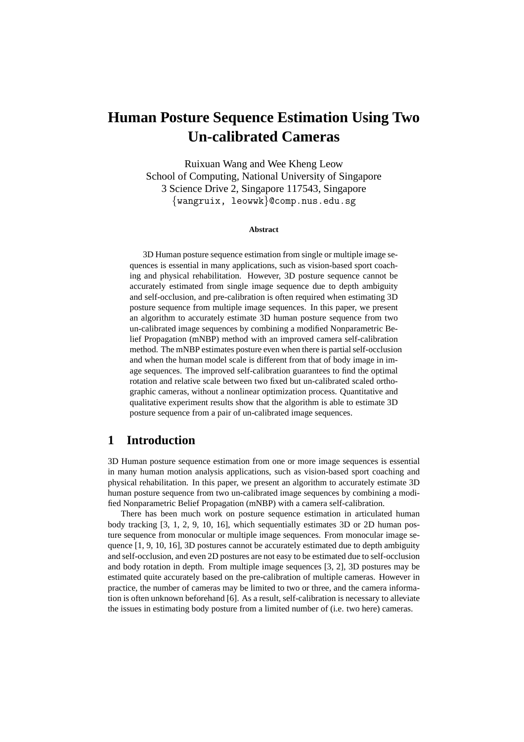# Human Posture Sequence Estimation Using Two Un-calibrated Cameras

Ruixuan Wang and Wee Kheng Leow
School of Computing, National University of Singapore
3 Science Drive 2, Singapore 117543, Singapore
{wangruix, leowwk}@comp.nus.edu.sg

**Abstract**

3D Human posture sequence estimation from single or multiple image sequences is essential in many applications, such as vision-based sport coaching and physical rehabilitation. However, 3D posture sequence cannot be accurately estimated from single image sequence due to depth ambiguity and self-occlusion, and pre-calibration is often required when estimating 3D posture sequence from multiple image sequences. In this paper, we present an algorithm to accurately estimate 3D human posture sequence from two un-calibrated image sequences by combining a modified Nonparametric Belief Propagation (mNBP) method with an improved camera self-calibration method. The mNBP estimates posture even when there is partial self-occlusion and when the human model scale is different from that of body image in image sequences. The improved self-calibration guarantees to find the optimal rotation and relative scale between two fixed but un-calibrated scaled orthographic cameras, without a nonlinear optimization process. Quantitative and qualitative experiment results show that the algorithm is able to estimate 3D posture sequence from a pair of un-calibrated image sequences.

## 1 Introduction

3D Human posture sequence estimation from one or more image sequences is essential in many human motion analysis applications, such as vision-based sport coaching and physical rehabilitation. In this paper, we present an algorithm to accurately estimate 3D human posture sequence from two un-calibrated image sequences by combining a modified Nonparametric Belief Propagation (mNBP) with a camera self-calibration.

There has been much work on posture sequence estimation in articulated human body tracking [3, 1, 2, 9, 10, 16], which sequentially estimates 3D or 2D human posture sequence from monocular or multiple image sequences. From monocular image sequence [1, 9, 10, 16], 3D postures cannot be accurately estimated due to depth ambiguity and self-occlusion, and even 2D postures are not easy to be estimated due to self-occlusion and body rotation in depth. From multiple image sequences [3, 2], 3D postures may be estimated quite accurately based on the pre-calibration of multiple cameras. However in practice, the number of cameras may be limited to two or three, and the camera information is often unknown beforehand [6]. As a result, self-calibration is necessary to alleviate the issues in estimating body posture from a limited number of (i.e. two here) cameras.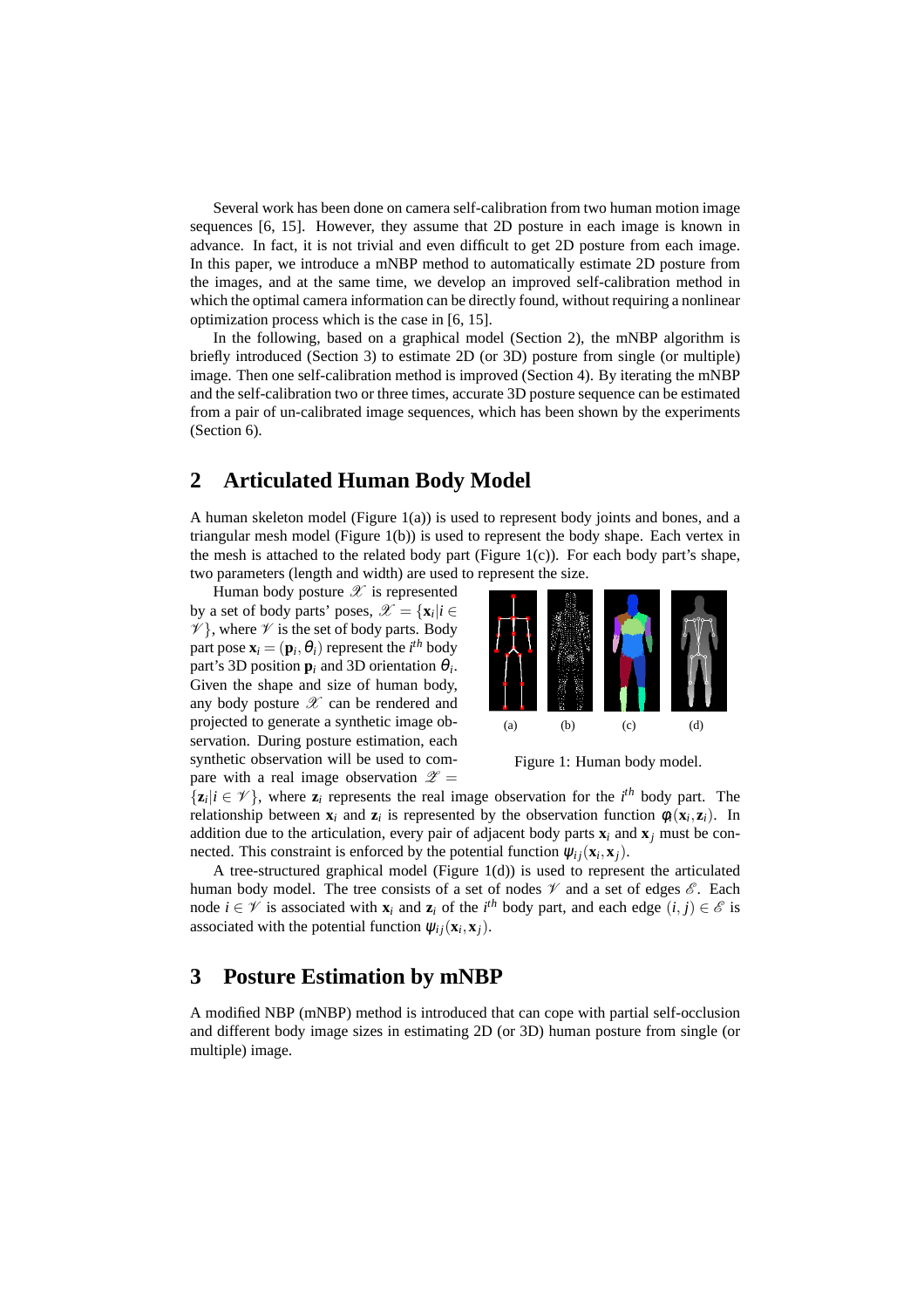Several work has been done on camera self-calibration from two human motion image sequences [6, 15]. However, they assume that 2D posture in each image is known in advance. In fact, it is not trivial and even difficult to get 2D posture from each image. In this paper, we introduce a mNBP method to automatically estimate 2D posture from the images, and at the same time, we develop an improved self-calibration method in which the optimal camera information can be directly found, without requiring a nonlinear optimization process which is the case in [6, 15].

In the following, based on a graphical model (Section 2), the mNBP algorithm is briefly introduced (Section 3) to estimate 2D (or 3D) posture from single (or multiple) image. Then one self-calibration method is improved (Section 4). By iterating the mNBP and the self-calibration two or three times, accurate 3D posture sequence can be estimated from a pair of un-calibrated image sequences, which has been shown by the experiments (Section 6).

## 2 Articulated Human Body Model

A human skeleton model (Figure 1(a)) is used to represent body joints and bones, and a triangular mesh model (Figure 1(b)) is used to represent the body shape. Each vertex in the mesh is attached to the related body part (Figure 1(c)). For each body part's shape, two parameters (length and width) are used to represent the size.

Human body posture $\mathscr{X}$ is represented by a set of body parts' poses, $\mathscr{X} = \{\mathbf{x}_i | i \in \mathscr{V}\}$, where $\mathscr{V}$ is the set of body parts. Body part pose $\mathbf{x}_i = (\mathbf{p}_i, \theta_i)$ represent the $i^{th}$ body part's 3D position $\mathbf{p}_i$ and 3D orientation $\theta_i$. Given the shape and size of human body, any body posture $\mathscr{X}$ can be rendered and projected to generate a synthetic image observation. During posture estimation, each synthetic observation will be used to compare with a real image observation $\mathscr{Z} = \{\mathbf{z}_i | i \in \mathscr{V}\}$, where $\mathbf{z}_i$ represents the real image observation for the $i^{th}$ body part. The relationship between $\mathbf{x}_i$ and $\mathbf{z}_i$ is represented by the observation function $\phi_i(\mathbf{x}_i, \mathbf{z}_i)$. In addition due to the articulation, every pair of adjacent body parts $\mathbf{x}_i$ and $\mathbf{x}_j$ must be connected. This constraint is enforced by the potential function $\psi_{ij}(\mathbf{x}_i, \mathbf{x}_j)$.

(a) (b) (c) (d)

Figure 1: Human body model.

A tree-structured graphical model (Figure 1(d)) is used to represent the articulated human body model. The tree consists of a set of nodes $\mathscr{V}$ and a set of edges $\mathscr{E}$. Each node $i \in \mathscr{V}$ is associated with $\mathbf{x}_i$ and $\mathbf{z}_i$ of the $i^{th}$ body part, and each edge $(i, j) \in \mathscr{E}$ is associated with the potential function $\psi_{ij}(\mathbf{x}_i, \mathbf{x}_j)$.

## 3 Posture Estimation by mNBP

A modified NBP (mNBP) method is introduced that can cope with partial self-occlusion and different body image sizes in estimating 2D (or 3D) human posture from single (or multiple) image.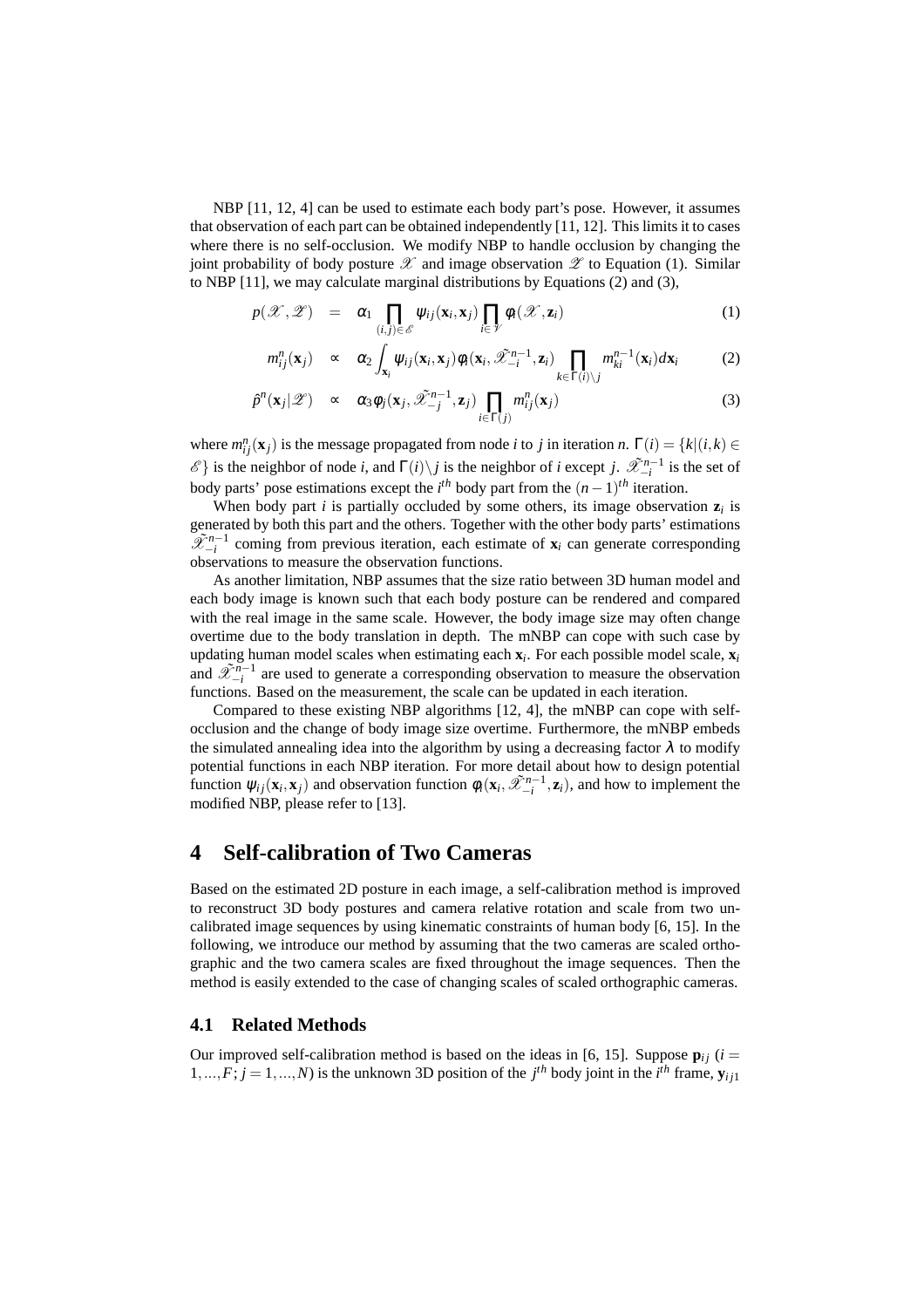NBP [11, 12, 4] can be used to estimate each body part's pose. However, it assumes that observation of each part can be obtained independently [11, 12]. This limits it to cases where there is no self-occlusion. We modify NBP to handle occlusion by changing the joint probability of body posture $\mathscr{X}$ and image observation $\mathscr{Z}$ to Equation (1). Similar to NBP [11], we may calculate marginal distributions by Equations (2) and (3),

$$
\begin{aligned}
p(\mathscr{X},\mathscr{Z}) &= \alpha_1 \prod_{(i,j)\in\mathscr{E}} \psi_{ij}(\mathbf{x}_i,\mathbf{x}_j) \prod_{i\in\mathscr{V}} \phi_i(\mathscr{X},\mathbf{z}_i) &(1)\\
m_{ij}^n(\mathbf{x}_j) &\propto \alpha_2 \int_{\mathbf{x}_i} \psi_{ij}(\mathbf{x}_i,\mathbf{x}_j)\phi_i(\mathbf{x}_i,\tilde{\mathscr{X}}_{-i}^{n-1},\mathbf{z}_i) \prod_{k\in\Gamma(i)\setminus j} m_{ki}^{n-1}(\mathbf{x}_i)d\mathbf{x}_i &(2)\\
\hat{p}^n(\mathbf{x}_j|\mathscr{Z}) &\propto \alpha_3 \phi_j(\mathbf{x}_j,\tilde{\mathscr{X}}_{-j}^{n-1},\mathbf{z}_j) \prod_{i\in\Gamma(j)} m_{ij}^n(\mathbf{x}_j) &(3)
\end{aligned}
$$

where $m_{ij}^n(\mathbf{x}_j)$ is the message propagated from node $i$ to $j$ in iteration $n$. $\Gamma(i) = \{k|(i,k) \in \mathscr{E}\}$ is the neighbor of node $i$, and $\Gamma(i)\setminus j$ is the neighbor of $i$ except $j$. $\tilde{\mathscr{X}}_{-i}^{n-1}$ is the set of body parts' pose estimations except the $i^{th}$ body part from the $(n-1)^{th}$ iteration.

When body part $i$ is partially occluded by some others, its image observation $\mathbf{z}_i$ is generated by both this part and the others. Together with the other body parts' estimations $\tilde{\mathscr{X}}_{-i}^{n-1}$ coming from previous iteration, each estimate of $\mathbf{x}_i$ can generate corresponding observations to measure the observation functions.

As another limitation, NBP assumes that the size ratio between 3D human model and each body image is known such that each body posture can be rendered and compared with the real image in the same scale. However, the body image size may often change overtime due to the body translation in depth. The mNBP can cope with such case by updating human model scales when estimating each $\mathbf{x}_i$. For each possible model scale, $\mathbf{x}_i$ and $\tilde{\mathscr{X}}_{-i}^{n-1}$ are used to generate a corresponding observation to measure the observation functions. Based on the measurement, the scale can be updated in each iteration.

Compared to these existing NBP algorithms [12, 4], the mNBP can cope with self-occlusion and the change of body image size overtime. Furthermore, the mNBP embeds the simulated annealing idea into the algorithm by using a decreasing factor $\lambda$ to modify potential functions in each NBP iteration. For more detail about how to design potential function $\psi_{ij}(\mathbf{x}_i,\mathbf{x}_j)$ and observation function $\phi_i(\mathbf{x}_i,\tilde{\mathscr{X}}_{-i}^{n-1},\mathbf{z}_i)$, and how to implement the modified NBP, please refer to [13].

# 4 Self-calibration of Two Cameras

Based on the estimated 2D posture in each image, a self-calibration method is improved to reconstruct 3D body postures and camera relative rotation and scale from two uncalibrated image sequences by using kinematic constraints of human body [6, 15]. In the following, we introduce our method by assuming that the two cameras are scaled orthographic and the two camera scales are fixed throughout the image sequences. Then the method is easily extended to the case of changing scales of scaled orthographic cameras.

## 4.1 Related Methods

Our improved self-calibration method is based on the ideas in [6, 15]. Suppose $\mathbf{p}_{ij}$ ($i = 1,...,F; j = 1,...,N$) is the unknown 3D position of the $j^{th}$ body joint in the $i^{th}$ frame, $\mathbf{y}_{ij1}$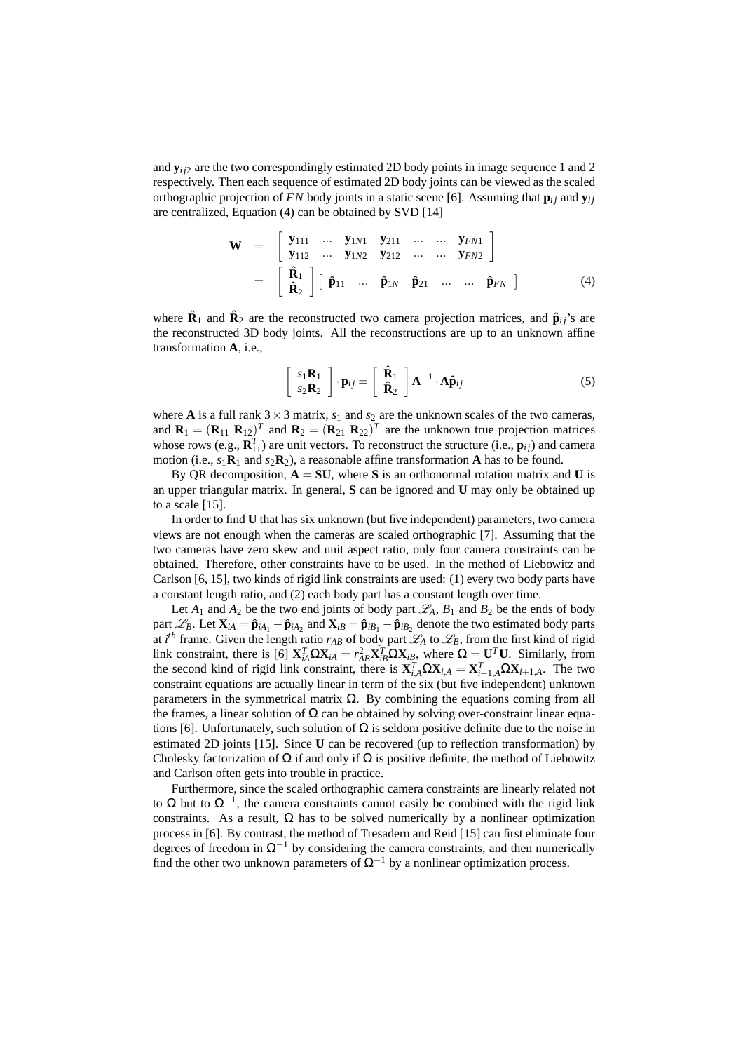and $\mathbf{y}_{ij2}$ are the two correspondingly estimated 2D body points in image sequence 1 and 2 respectively. Then each sequence of estimated 2D body joints can be viewed as the scaled orthographic projection of $FN$ body joints in a static scene [6]. Assuming that $\mathbf{p}_{ij}$ and $\mathbf{y}_{ij}$ are centralized, Equation (4) can be obtained by SVD [14]

$$
\begin{aligned}
\mathbf{W} &= \begin{bmatrix} \mathbf{y}_{111} & \cdots & \mathbf{y}_{1N1} & \mathbf{y}_{211} & \cdots & \cdots & \mathbf{y}_{FN1} \\ \mathbf{y}_{112} & \cdots & \mathbf{y}_{1N2} & \mathbf{y}_{212} & \cdots & \cdots & \mathbf{y}_{FN2} \end{bmatrix} \\
&= \begin{bmatrix} \hat{\mathbf{R}}_1 \\ \hat{\mathbf{R}}_2 \end{bmatrix} \begin{bmatrix} \hat{\mathbf{p}}_{11} & \cdots & \hat{\mathbf{p}}_{1N} & \hat{\mathbf{p}}_{21} & \cdots & \cdots & \hat{\mathbf{p}}_{FN} \end{bmatrix}
\end{aligned}
\tag{4}
$$

where $\hat{\mathbf{R}}_1$ and $\hat{\mathbf{R}}_2$ are the reconstructed two camera projection matrices, and $\hat{\mathbf{p}}_{ij}$'s are the reconstructed 3D body joints. All the reconstructions are up to an unknown affine transformation $\mathbf{A}$, i.e.,

$$
\begin{bmatrix} s_1\mathbf{R}_1 \\ s_2\mathbf{R}_2 \end{bmatrix} \cdot \mathbf{p}_{ij} = \begin{bmatrix} \hat{\mathbf{R}}_1 \\ \hat{\mathbf{R}}_2 \end{bmatrix} \mathbf{A}^{-1} \cdot \mathbf{A}\hat{\mathbf{p}}_{ij}
\tag{5}
$$

where $\mathbf{A}$ is a full rank $3 \times 3$ matrix, $s_1$ and $s_2$ are the unknown scales of the two cameras, and $\mathbf{R}_1 = (\mathbf{R}_{11}\ \mathbf{R}_{12})^T$ and $\mathbf{R}_2 = (\mathbf{R}_{21}\ \mathbf{R}_{22})^T$ are the unknown true projection matrices whose rows (e.g., $\mathbf{R}_{11}^T$) are unit vectors. To reconstruct the structure (i.e., $\mathbf{p}_{ij}$) and camera motion (i.e., $s_1\mathbf{R}_1$ and $s_2\mathbf{R}_2$), a reasonable affine transformation $\mathbf{A}$ has to be found.

By QR decomposition, $\mathbf{A} = \mathbf{SU}$, where $\mathbf{S}$ is an orthonormal rotation matrix and $\mathbf{U}$ is an upper triangular matrix. In general, $\mathbf{S}$ can be ignored and $\mathbf{U}$ may only be obtained up to a scale [15].

In order to find $\mathbf{U}$ that has six unknown (but five independent) parameters, two camera views are not enough when the cameras are scaled orthographic [7]. Assuming that the two cameras have zero skew and unit aspect ratio, only four camera constraints can be obtained. Therefore, other constraints have to be used. In the method of Liebowitz and Carlson [6, 15], two kinds of rigid link constraints are used: (1) every two body parts have a constant length ratio, and (2) each body part has a constant length over time.

Let $A_1$ and $A_2$ be the two end joints of body part $\mathscr{L}_A$, $B_1$ and $B_2$ be the ends of body part $\mathscr{L}_B$. Let $\mathbf{X}_{iA} = \hat{\mathbf{p}}_{iA_1} - \hat{\mathbf{p}}_{iA_2}$ and $\mathbf{X}_{iB} = \hat{\mathbf{p}}_{iB_1} - \hat{\mathbf{p}}_{iB_2}$ denote the two estimated body parts at $i^{th}$ frame. Given the length ratio $r_{AB}$ of body part $\mathscr{L}_A$ to $\mathscr{L}_B$, from the first kind of rigid link constraint, there is [6] $\mathbf{X}_{iA}^T\Omega\mathbf{X}_{iA} = r_{AB}^2\mathbf{X}_{iB}^T\Omega\mathbf{X}_{iB}$, where $\Omega = \mathbf{U}^T\mathbf{U}$. Similarly, from the second kind of rigid link constraint, there is $\mathbf{X}_{i,A}^T\Omega\mathbf{X}_{i,A} = \mathbf{X}_{i+1,A}^T\Omega\mathbf{X}_{i+1,A}$. The two constraint equations are actually linear in term of the six (but five independent) unknown parameters in the symmetrical matrix $\Omega$. By combining the equations coming from all the frames, a linear solution of $\Omega$ can be obtained by solving over-constraint linear equations [6]. Unfortunately, such solution of $\Omega$ is seldom positive definite due to the noise in estimated 2D joints [15]. Since $\mathbf{U}$ can be recovered (up to reflection transformation) by Cholesky factorization of $\Omega$ if and only if $\Omega$ is positive definite, the method of Liebowitz and Carlson often gets into trouble in practice.

Furthermore, since the scaled orthographic camera constraints are linearly related not to $\Omega$ but to $\Omega^{-1}$, the camera constraints cannot easily be combined with the rigid link constraints. As a result, $\Omega$ has to be solved numerically by a nonlinear optimization process in [6]. By contrast, the method of Tresadern and Reid [15] can first eliminate four degrees of freedom in $\Omega^{-1}$ by considering the camera constraints, and then numerically find the other two unknown parameters of $\Omega^{-1}$ by a nonlinear optimization process.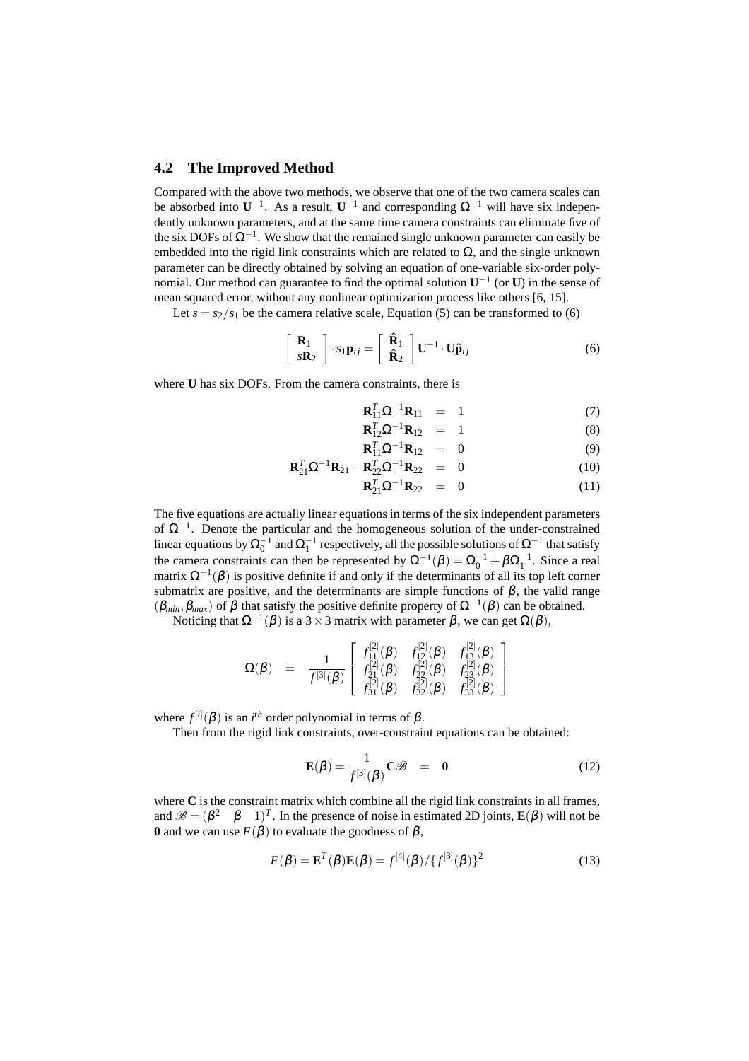### 4.2 The Improved Method

Compared with the above two methods, we observe that one of the two camera scales can be absorbed into $\mathbf{U}^{-1}$. As a result, $\mathbf{U}^{-1}$ and corresponding $\Omega^{-1}$ will have six independently unknown parameters, and at the same time camera constraints can eliminate five of the six DOFs of $\Omega^{-1}$. We show that the remained single unknown parameter can easily be embedded into the rigid link constraints which are related to $\Omega$, and the single unknown parameter can be directly obtained by solving an equation of one-variable six-order polynomial. Our method can guarantee to find the optimal solution $\mathbf{U}^{-1}$ (or $\mathbf{U}$) in the sense of mean squared error, without any nonlinear optimization process like others [6, 15].

Let $s = s_2/s_1$ be the camera relative scale, Equation (5) can be transformed to (6)

$$\begin{bmatrix} \mathbf{R}_1 \\ s\mathbf{R}_2 \end{bmatrix} \cdot s_1 \mathbf{p}_{ij} = \begin{bmatrix} \hat{\mathbf{R}}_1 \\ \hat{\mathbf{R}}_2 \end{bmatrix} \mathbf{U}^{-1} \cdot \mathbf{U}\hat{\mathbf{p}}_{ij} \tag{6}$$

where $\mathbf{U}$ has six DOFs. From the camera constraints, there is

$$\mathbf{R}_{11}^T \Omega^{-1} \mathbf{R}_{11} = 1 \tag{7}$$

$$\mathbf{R}_{12}^T \Omega^{-1} \mathbf{R}_{12} = 1 \tag{8}$$

$$\mathbf{R}_{11}^T \Omega^{-1} \mathbf{R}_{12} = 0 \tag{9}$$

$$\mathbf{R}_{21}^T \Omega^{-1} \mathbf{R}_{21} - \mathbf{R}_{22}^T \Omega^{-1} \mathbf{R}_{22} = 0 \tag{10}$$

$$\mathbf{R}_{21}^T \Omega^{-1} \mathbf{R}_{22} = 0 \tag{11}$$

The five equations are actually linear equations in terms of the six independent parameters of $\Omega^{-1}$. Denote the particular and the homogeneous solution of the under-constrained linear equations by $\Omega_0^{-1}$ and $\Omega_1^{-1}$ respectively, all the possible solutions of $\Omega^{-1}$ that satisfy the camera constraints can then be represented by $\Omega^{-1}(\beta) = \Omega_0^{-1} + \beta\Omega_1^{-1}$. Since a real matrix $\Omega^{-1}(\beta)$ is positive definite if and only if the determinants of all its top left corner submatrix are positive, and the determinants are simple functions of $\beta$, the valid range $(\beta_{min}, \beta_{max})$ of $\beta$ that satisfy the positive definite property of $\Omega^{-1}(\beta)$ can be obtained.

Noticing that $\Omega^{-1}(\beta)$ is a $3 \times 3$ matrix with parameter $\beta$, we can get $\Omega(\beta)$,

$$\Omega(\beta) = \frac{1}{f^{[3]}(\beta)} \begin{bmatrix} f_{11}^{[2]}(\beta) & f_{12}^{[2]}(\beta) & f_{13}^{[2]}(\beta) \\ f_{21}^{[2]}(\beta) & f_{22}^{[2]}(\beta) & f_{23}^{[2]}(\beta) \\ f_{31}^{[2]}(\beta) & f_{32}^{[2]}(\beta) & f_{33}^{[2]}(\beta) \end{bmatrix}$$

where $f^{[i]}(\beta)$ is an $i^{th}$ order polynomial in terms of $\beta$.

Then from the rigid link constraints, over-constraint equations can be obtained:

$$\mathbf{E}(\beta) = \frac{1}{f^{[3]}(\beta)} \mathbf{C}\mathscr{B} = \mathbf{0} \tag{12}$$

where $\mathbf{C}$ is the constraint matrix which combine all the rigid link constraints in all frames, and $\mathscr{B} = (\beta^2 \quad \beta \quad 1)^T$. In the presence of noise in estimated 2D joints, $\mathbf{E}(\beta)$ will not be $\mathbf{0}$ and we can use $F(\beta)$ to evaluate the goodness of $\beta$,

$$F(\beta) = \mathbf{E}^T(\beta)\mathbf{E}(\beta) = f^{[4]}(\beta)/\{f^{[3]}(\beta)\}^2 \tag{13}$$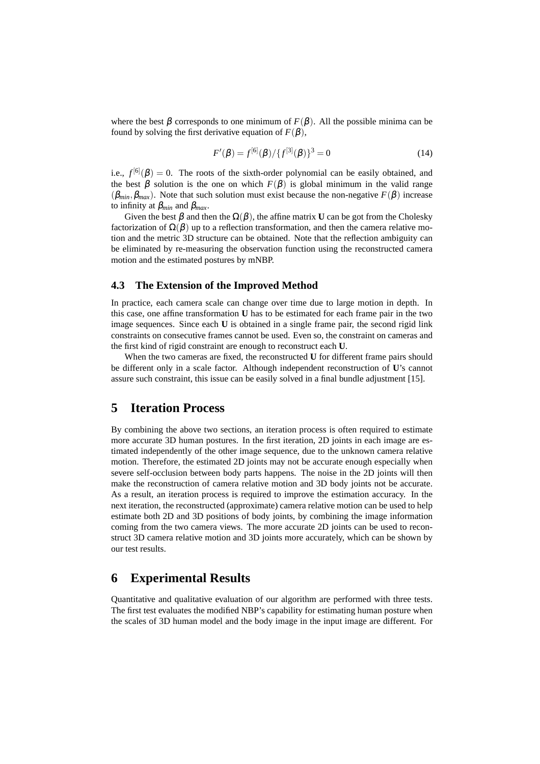where the best $\beta$ corresponds to one minimum of $F(\beta)$. All the possible minima can be found by solving the first derivative equation of $F(\beta)$,

$$F'(\beta) = f^{[6]}(\beta)/\{f^{[3]}(\beta)\}^3 = 0 \tag{14}$$

i.e., $f^{[6]}(\beta) = 0$. The roots of the sixth-order polynomial can be easily obtained, and the best $\beta$ solution is the one on which $F(\beta)$ is global minimum in the valid range $(\beta_{min}, \beta_{max})$. Note that such solution must exist because the non-negative $F(\beta)$ increase to infinity at $\beta_{min}$ and $\beta_{max}$.

Given the best $\beta$ and then the $\Omega(\beta)$, the affine matrix $\mathbf{U}$ can be got from the Cholesky factorization of $\Omega(\beta)$ up to a reflection transformation, and then the camera relative motion and the metric 3D structure can be obtained. Note that the reflection ambiguity can be eliminated by re-measuring the observation function using the reconstructed camera motion and the estimated postures by mNBP.

### 4.3 The Extension of the Improved Method

In practice, each camera scale can change over time due to large motion in depth. In this case, one affine transformation $\mathbf{U}$ has to be estimated for each frame pair in the two image sequences. Since each $\mathbf{U}$ is obtained in a single frame pair, the second rigid link constraints on consecutive frames cannot be used. Even so, the constraint on cameras and the first kind of rigid constraint are enough to reconstruct each $\mathbf{U}$.

When the two cameras are fixed, the reconstructed $\mathbf{U}$ for different frame pairs should be different only in a scale factor. Although independent reconstruction of $\mathbf{U}$'s cannot assure such constraint, this issue can be easily solved in a final bundle adjustment [15].

## 5 Iteration Process

By combining the above two sections, an iteration process is often required to estimate more accurate 3D human postures. In the first iteration, 2D joints in each image are estimated independently of the other image sequence, due to the unknown camera relative motion. Therefore, the estimated 2D joints may not be accurate enough especially when severe self-occlusion between body parts happens. The noise in the 2D joints will then make the reconstruction of camera relative motion and 3D body joints not be accurate. As a result, an iteration process is required to improve the estimation accuracy. In the next iteration, the reconstructed (approximate) camera relative motion can be used to help estimate both 2D and 3D positions of body joints, by combining the image information coming from the two camera views. The more accurate 2D joints can be used to reconstruct 3D camera relative motion and 3D joints more accurately, which can be shown by our test results.

## 6 Experimental Results

Quantitative and qualitative evaluation of our algorithm are performed with three tests. The first test evaluates the modified NBP's capability for estimating human posture when the scales of 3D human model and the body image in the input image are different. For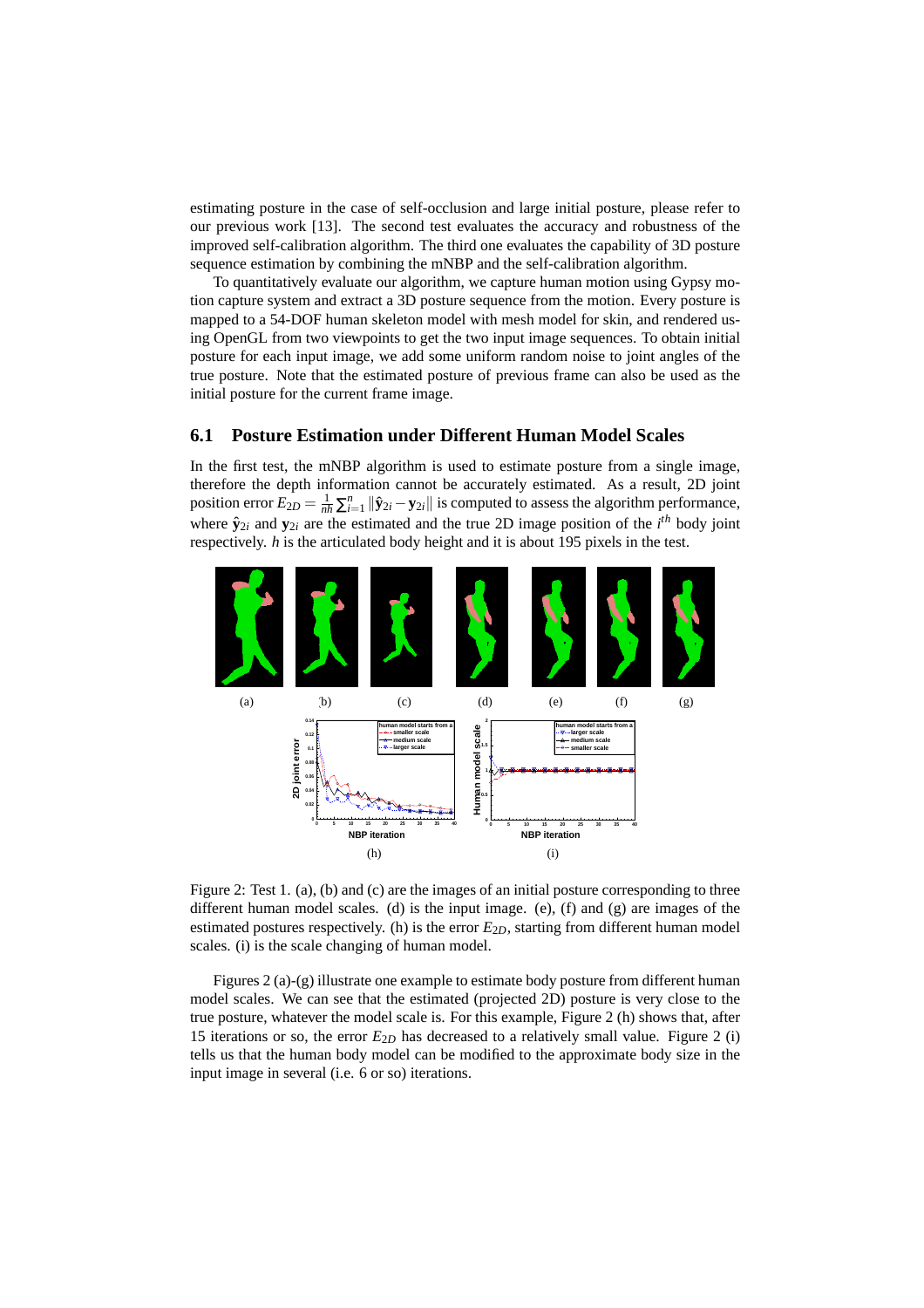estimating posture in the case of self-occlusion and large initial posture, please refer to our previous work [13]. The second test evaluates the accuracy and robustness of the improved self-calibration algorithm. The third one evaluates the capability of 3D posture sequence estimation by combining the mNBP and the self-calibration algorithm.

To quantitatively evaluate our algorithm, we capture human motion using Gypsy motion capture system and extract a 3D posture sequence from the motion. Every posture is mapped to a 54-DOF human skeleton model with mesh model for skin, and rendered using OpenGL from two viewpoints to get the two input image sequences. To obtain initial posture for each input image, we add some uniform random noise to joint angles of the true posture. Note that the estimated posture of previous frame can also be used as the initial posture for the current frame image.

## 6.1 Posture Estimation under Different Human Model Scales

In the first test, the mNBP algorithm is used to estimate posture from a single image, therefore the depth information cannot be accurately estimated. As a result, 2D joint position error $E_{2D} = \frac{1}{nh}\sum_{i=1}^{n}\|\hat{\mathbf{y}}_{2i} - \mathbf{y}_{2i}\|$ is computed to assess the algorithm performance, where $\hat{\mathbf{y}}_{2i}$ and $\mathbf{y}_{2i}$ are the estimated and the true 2D image position of the $i^{th}$ body joint respectively. $h$ is the articulated body height and it is about 195 pixels in the test.

Figure 2: Test 1. (a), (b) and (c) are the images of an initial posture corresponding to three different human model scales. (d) is the input image. (e), (f) and (g) are images of the estimated postures respectively. (h) is the error $E_{2D}$, starting from different human model scales. (i) is the scale changing of human model.

Figures 2 (a)-(g) illustrate one example to estimate body posture from different human model scales. We can see that the estimated (projected 2D) posture is very close to the true posture, whatever the model scale is. For this example, Figure 2 (h) shows that, after 15 iterations or so, the error $E_{2D}$ has decreased to a relatively small value. Figure 2 (i) tells us that the human body model can be modified to the approximate body size in the input image in several (i.e. 6 or so) iterations.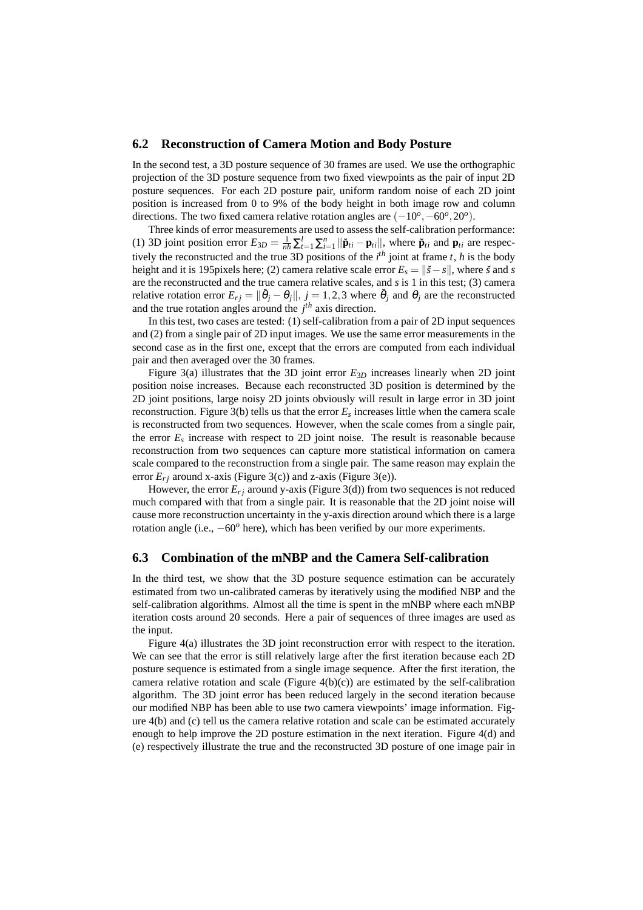### 6.2 Reconstruction of Camera Motion and Body Posture

In the second test, a 3D posture sequence of 30 frames are used. We use the orthographic projection of the 3D posture sequence from two fixed viewpoints as the pair of input 2D posture sequences. For each 2D posture pair, uniform random noise of each 2D joint position is increased from 0 to 9% of the body height in both image row and column directions. The two fixed camera relative rotation angles are $(-10^o, -60^o, 20^o)$.

Three kinds of error measurements are used to assess the self-calibration performance: (1) 3D joint position error $E_{3D} = \frac{1}{nh}\sum_{t=1}^{l}\sum_{i=1}^{n}\|\check{\mathbf{p}}_{ti} - \mathbf{p}_{ti}\|$, where $\check{\mathbf{p}}_{ti}$ and $\mathbf{p}_{ti}$ are respectively the reconstructed and the true 3D positions of the $i^{th}$ joint at frame $t$, $h$ is the body height and it is 195pixels here; (2) camera relative scale error $E_s = \|\check{s} - s\|$, where $\check{s}$ and $s$ are the reconstructed and the true camera relative scales, and $s$ is 1 in this test; (3) camera relative rotation error $E_{rj} = \|\check{\theta}_j - \theta_j\|$, $j = 1, 2, 3$ where $\check{\theta}_j$ and $\theta_j$ are the reconstructed and the true rotation angles around the $j^{th}$ axis direction.

In this test, two cases are tested: (1) self-calibration from a pair of 2D input sequences and (2) from a single pair of 2D input images. We use the same error measurements in the second case as in the first one, except that the errors are computed from each individual pair and then averaged over the 30 frames.

Figure 3(a) illustrates that the 3D joint error $E_{3D}$ increases linearly when 2D joint position noise increases. Because each reconstructed 3D position is determined by the 2D joint positions, large noisy 2D joints obviously will result in large error in 3D joint reconstruction. Figure 3(b) tells us that the error $E_s$ increases little when the camera scale is reconstructed from two sequences. However, when the scale comes from a single pair, the error $E_s$ increase with respect to 2D joint noise. The result is reasonable because reconstruction from two sequences can capture more statistical information on camera scale compared to the reconstruction from a single pair. The same reason may explain the error $E_{rj}$ around x-axis (Figure 3(c)) and z-axis (Figure 3(e)).

However, the error $E_{rj}$ around y-axis (Figure 3(d)) from two sequences is not reduced much compared with that from a single pair. It is reasonable that the 2D joint noise will cause more reconstruction uncertainty in the y-axis direction around which there is a large rotation angle (i.e., $-60^o$ here), which has been verified by our more experiments.

### 6.3 Combination of the mNBP and the Camera Self-calibration

In the third test, we show that the 3D posture sequence estimation can be accurately estimated from two un-calibrated cameras by iteratively using the modified NBP and the self-calibration algorithms. Almost all the time is spent in the mNBP where each mNBP iteration costs around 20 seconds. Here a pair of sequences of three images are used as the input.

Figure 4(a) illustrates the 3D joint reconstruction error with respect to the iteration. We can see that the error is still relatively large after the first iteration because each 2D posture sequence is estimated from a single image sequence. After the first iteration, the camera relative rotation and scale (Figure 4(b)(c)) are estimated by the self-calibration algorithm. The 3D joint error has been reduced largely in the second iteration because our modified NBP has been able to use two camera viewpoints' image information. Figure 4(b) and (c) tell us the camera relative rotation and scale can be estimated accurately enough to help improve the 2D posture estimation in the next iteration. Figure 4(d) and (e) respectively illustrate the true and the reconstructed 3D posture of one image pair in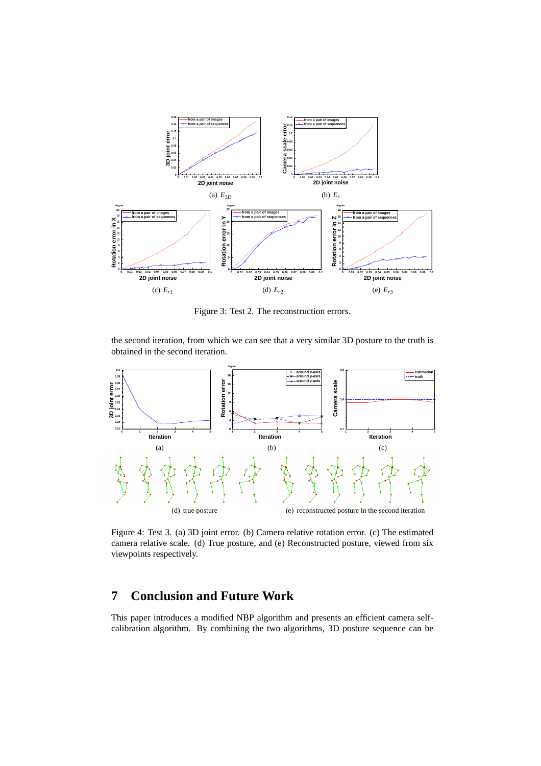(a) $E_{3D}$ (b) $E_s$

(c) $E_{r1}$ (d) $E_{r2}$ (e) $E_{r3}$

Figure 3: Test 2. The reconstruction errors.

the second iteration, from which we can see that a very similar 3D posture to the truth is obtained in the second iteration.

(a) (b) (c)

(d) true posture (e) reconstructed posture in the second iteration

Figure 4: Test 3. (a) 3D joint error. (b) Camera relative rotation error. (c) The estimated camera relative scale. (d) True posture, and (e) Reconstructed posture, viewed from six viewpoints respectively.

## 7 Conclusion and Future Work

This paper introduces a modified NBP algorithm and presents an efficient camera self-calibration algorithm. By combining the two algorithms, 3D posture sequence can be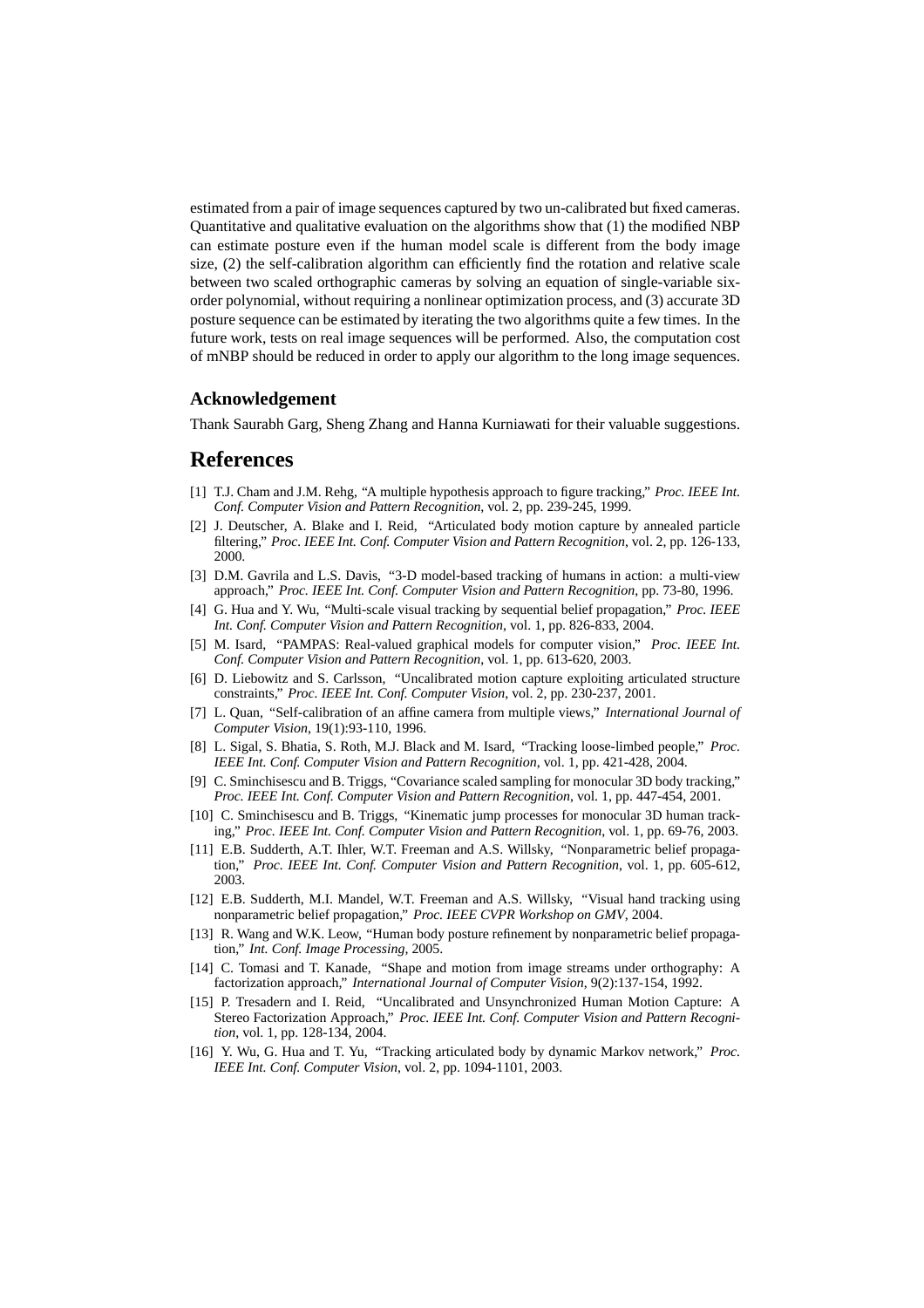estimated from a pair of image sequences captured by two un-calibrated but fixed cameras. Quantitative and qualitative evaluation on the algorithms show that (1) the modified NBP can estimate posture even if the human model scale is different from the body image size, (2) the self-calibration algorithm can efficiently find the rotation and relative scale between two scaled orthographic cameras by solving an equation of single-variable six-order polynomial, without requiring a nonlinear optimization process, and (3) accurate 3D posture sequence can be estimated by iterating the two algorithms quite a few times. In the future work, tests on real image sequences will be performed. Also, the computation cost of mNBP should be reduced in order to apply our algorithm to the long image sequences.

### Acknowledgement

Thank Saurabh Garg, Sheng Zhang and Hanna Kurniawati for their valuable suggestions.

## References

[1] T.J. Cham and J.M. Rehg, "A multiple hypothesis approach to figure tracking," *Proc. IEEE Int. Conf. Computer Vision and Pattern Recognition*, vol. 2, pp. 239-245, 1999.

[2] J. Deutscher, A. Blake and I. Reid, "Articulated body motion capture by annealed particle filtering," *Proc. IEEE Int. Conf. Computer Vision and Pattern Recognition*, vol. 2, pp. 126-133, 2000.

[3] D.M. Gavrila and L.S. Davis, "3-D model-based tracking of humans in action: a multi-view approach," *Proc. IEEE Int. Conf. Computer Vision and Pattern Recognition*, pp. 73-80, 1996.

[4] G. Hua and Y. Wu, "Multi-scale visual tracking by sequential belief propagation," *Proc. IEEE Int. Conf. Computer Vision and Pattern Recognition*, vol. 1, pp. 826-833, 2004.

[5] M. Isard, "PAMPAS: Real-valued graphical models for computer vision," *Proc. IEEE Int. Conf. Computer Vision and Pattern Recognition*, vol. 1, pp. 613-620, 2003.

[6] D. Liebowitz and S. Carlsson, "Uncalibrated motion capture exploiting articulated structure constraints," *Proc. IEEE Int. Conf. Computer Vision*, vol. 2, pp. 230-237, 2001.

[7] L. Quan, "Self-calibration of an affine camera from multiple views," *International Journal of Computer Vision*, 19(1):93-110, 1996.

[8] L. Sigal, S. Bhatia, S. Roth, M.J. Black and M. Isard, "Tracking loose-limbed people," *Proc. IEEE Int. Conf. Computer Vision and Pattern Recognition*, vol. 1, pp. 421-428, 2004.

[9] C. Sminchisescu and B. Triggs, "Covariance scaled sampling for monocular 3D body tracking," *Proc. IEEE Int. Conf. Computer Vision and Pattern Recognition*, vol. 1, pp. 447-454, 2001.

[10] C. Sminchisescu and B. Triggs, "Kinematic jump processes for monocular 3D human tracking," *Proc. IEEE Int. Conf. Computer Vision and Pattern Recognition*, vol. 1, pp. 69-76, 2003.

[11] E.B. Sudderth, A.T. Ihler, W.T. Freeman and A.S. Willsky, "Nonparametric belief propagation," *Proc. IEEE Int. Conf. Computer Vision and Pattern Recognition*, vol. 1, pp. 605-612, 2003.

[12] E.B. Sudderth, M.I. Mandel, W.T. Freeman and A.S. Willsky, "Visual hand tracking using nonparametric belief propagation," *Proc. IEEE CVPR Workshop on GMV*, 2004.

[13] R. Wang and W.K. Leow, "Human body posture refinement by nonparametric belief propagation," *Int. Conf. Image Processing*, 2005.

[14] C. Tomasi and T. Kanade, "Shape and motion from image streams under orthography: A factorization approach," *International Journal of Computer Vision*, 9(2):137-154, 1992.

[15] P. Tresadern and I. Reid, "Uncalibrated and Unsynchronized Human Motion Capture: A Stereo Factorization Approach," *Proc. IEEE Int. Conf. Computer Vision and Pattern Recognition*, vol. 1, pp. 128-134, 2004.

[16] Y. Wu, G. Hua and T. Yu, "Tracking articulated body by dynamic Markov network," *Proc. IEEE Int. Conf. Computer Vision*, vol. 2, pp. 1094-1101, 2003.